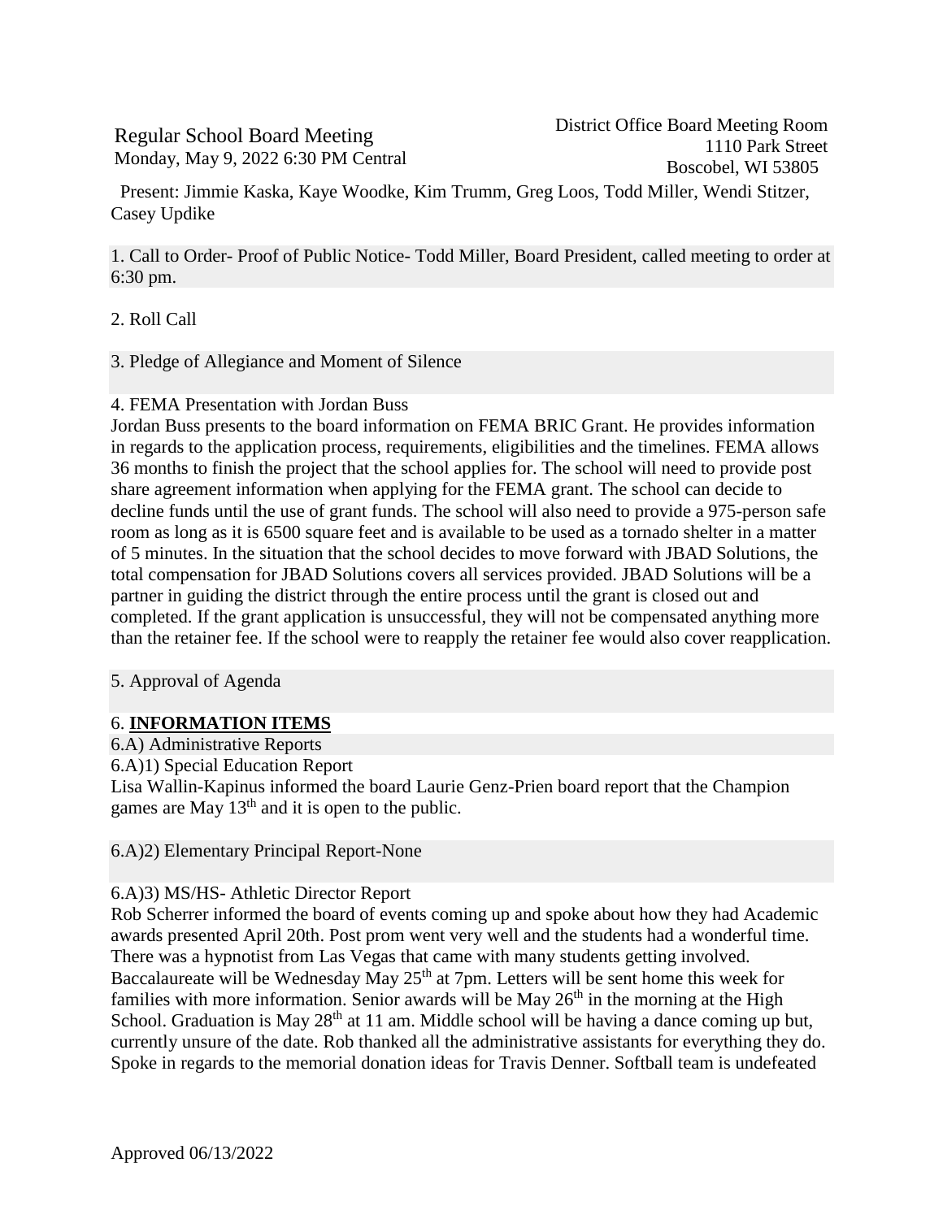Regular School Board Meeting
Monday, May 9, 2022 6:30 PM Central

District Office Board Meeting Room
1110 Park Street
Boscobel, WI 53805

Present: Jimmie Kaska, Kaye Woodke, Kim Trumm, Greg Loos, Todd Miller, Wendi Stitzer, Casey Updike

1. Call to Order- Proof of Public Notice- Todd Miller, Board President, called meeting to order at 6:30 pm.

2. Roll Call

3. Pledge of Allegiance and Moment of Silence

4. FEMA Presentation with Jordan Buss

Jordan Buss presents to the board information on FEMA BRIC Grant. He provides information in regards to the application process, requirements, eligibilities and the timelines. FEMA allows 36 months to finish the project that the school applies for. The school will need to provide post share agreement information when applying for the FEMA grant. The school can decide to decline funds until the use of grant funds. The school will also need to provide a 975-person safe room as long as it is 6500 square feet and is available to be used as a tornado shelter in a matter of 5 minutes. In the situation that the school decides to move forward with JBAD Solutions, the total compensation for JBAD Solutions covers all services provided. JBAD Solutions will be a partner in guiding the district through the entire process until the grant is closed out and completed. If the grant application is unsuccessful, they will not be compensated anything more than the retainer fee. If the school were to reapply the retainer fee would also cover reapplication.

5. Approval of Agenda

6. **INFORMATION ITEMS**

6.A) Administrative Reports

6.A)1) Special Education Report

Lisa Wallin-Kapinus informed the board Laurie Genz-Prien board report that the Champion games are May 13th and it is open to the public.

6.A)2) Elementary Principal Report-None

6.A)3) MS/HS- Athletic Director Report

Rob Scherrer informed the board of events coming up and spoke about how they had Academic awards presented April 20th. Post prom went very well and the students had a wonderful time. There was a hypnotist from Las Vegas that came with many students getting involved. Baccalaureate will be Wednesday May 25th at 7pm. Letters will be sent home this week for families with more information. Senior awards will be May 26th in the morning at the High School. Graduation is May 28th at 11 am. Middle school will be having a dance coming up but, currently unsure of the date. Rob thanked all the administrative assistants for everything they do. Spoke in regards to the memorial donation ideas for Travis Denner. Softball team is undefeated

Approved 06/13/2022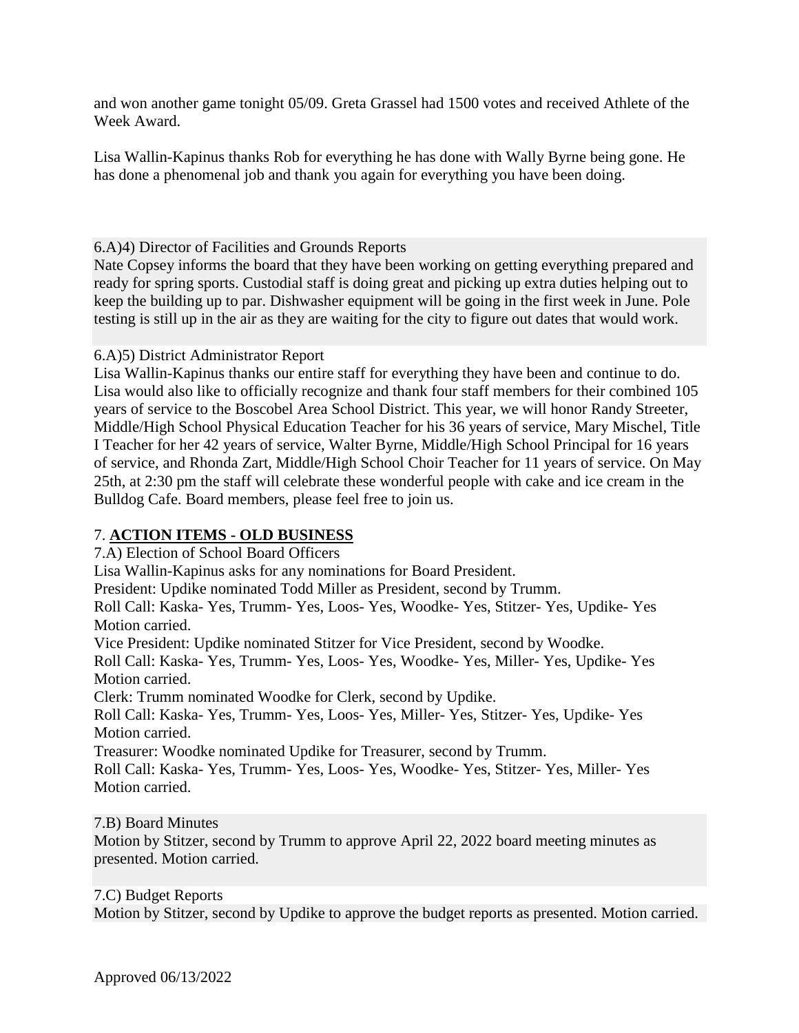and won another game tonight 05/09. Greta Grassel had 1500 votes and received Athlete of the Week Award.

Lisa Wallin-Kapinus thanks Rob for everything he has done with Wally Byrne being gone. He has done a phenomenal job and thank you again for everything you have been doing.

6.A)4) Director of Facilities and Grounds Reports

Nate Copsey informs the board that they have been working on getting everything prepared and ready for spring sports. Custodial staff is doing great and picking up extra duties helping out to keep the building up to par. Dishwasher equipment will be going in the first week in June. Pole testing is still up in the air as they are waiting for the city to figure out dates that would work.

6.A)5) District Administrator Report

Lisa Wallin-Kapinus thanks our entire staff for everything they have been and continue to do. Lisa would also like to officially recognize and thank four staff members for their combined 105 years of service to the Boscobel Area School District. This year, we will honor Randy Streeter, Middle/High School Physical Education Teacher for his 36 years of service, Mary Mischel, Title I Teacher for her 42 years of service, Walter Byrne, Middle/High School Principal for 16 years of service, and Rhonda Zart, Middle/High School Choir Teacher for 11 years of service. On May 25th, at 2:30 pm the staff will celebrate these wonderful people with cake and ice cream in the Bulldog Cafe. Board members, please feel free to join us.

## 7. **ACTION ITEMS - OLD BUSINESS**

7.A) Election of School Board Officers

Lisa Wallin-Kapinus asks for any nominations for Board President.

President: Updike nominated Todd Miller as President, second by Trumm.

Roll Call: Kaska- Yes, Trumm- Yes, Loos- Yes, Woodke- Yes, Stitzer- Yes, Updike- Yes

Motion carried.

Vice President: Updike nominated Stitzer for Vice President, second by Woodke.

Roll Call: Kaska- Yes, Trumm- Yes, Loos- Yes, Woodke- Yes, Miller- Yes, Updike- Yes

Motion carried.

Clerk: Trumm nominated Woodke for Clerk, second by Updike.

Roll Call: Kaska- Yes, Trumm- Yes, Loos- Yes, Miller- Yes, Stitzer- Yes, Updike- Yes

Motion carried.

Treasurer: Woodke nominated Updike for Treasurer, second by Trumm.

Roll Call: Kaska- Yes, Trumm- Yes, Loos- Yes, Woodke- Yes, Stitzer- Yes, Miller- Yes

Motion carried.

7.B) Board Minutes

Motion by Stitzer, second by Trumm to approve April 22, 2022 board meeting minutes as presented. Motion carried.

7.C) Budget Reports

Motion by Stitzer, second by Updike to approve the budget reports as presented. Motion carried.

Approved 06/13/2022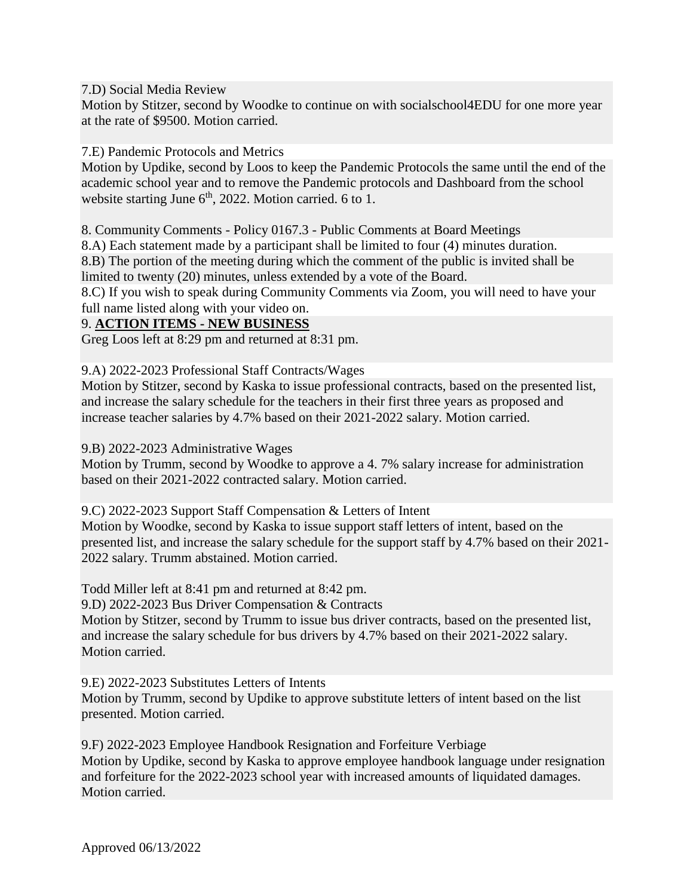7.D) Social Media Review

Motion by Stitzer, second by Woodke to continue on with socialschool4EDU for one more year at the rate of $9500. Motion carried.

7.E) Pandemic Protocols and Metrics

Motion by Updike, second by Loos to keep the Pandemic Protocols the same until the end of the academic school year and to remove the Pandemic protocols and Dashboard from the school website starting June 6th, 2022. Motion carried. 6 to 1.

8. Community Comments - Policy 0167.3 - Public Comments at Board Meetings

8.A) Each statement made by a participant shall be limited to four (4) minutes duration.

8.B) The portion of the meeting during which the comment of the public is invited shall be limited to twenty (20) minutes, unless extended by a vote of the Board.

8.C) If you wish to speak during Community Comments via Zoom, you will need to have your full name listed along with your video on.

9. **ACTION ITEMS - NEW BUSINESS**

Greg Loos left at 8:29 pm and returned at 8:31 pm.

9.A) 2022-2023 Professional Staff Contracts/Wages

Motion by Stitzer, second by Kaska to issue professional contracts, based on the presented list, and increase the salary schedule for the teachers in their first three years as proposed and increase teacher salaries by 4.7% based on their 2021-2022 salary. Motion carried.

9.B) 2022-2023 Administrative Wages

Motion by Trumm, second by Woodke to approve a 4. 7% salary increase for administration based on their 2021-2022 contracted salary. Motion carried.

9.C) 2022-2023 Support Staff Compensation & Letters of Intent

Motion by Woodke, second by Kaska to issue support staff letters of intent, based on the presented list, and increase the salary schedule for the support staff by 4.7% based on their 2021-2022 salary. Trumm abstained. Motion carried.

Todd Miller left at 8:41 pm and returned at 8:42 pm.

9.D) 2022-2023 Bus Driver Compensation & Contracts

Motion by Stitzer, second by Trumm to issue bus driver contracts, based on the presented list, and increase the salary schedule for bus drivers by 4.7% based on their 2021-2022 salary. Motion carried.

9.E) 2022-2023 Substitutes Letters of Intents

Motion by Trumm, second by Updike to approve substitute letters of intent based on the list presented. Motion carried.

9.F) 2022-2023 Employee Handbook Resignation and Forfeiture Verbiage

Motion by Updike, second by Kaska to approve employee handbook language under resignation and forfeiture for the 2022-2023 school year with increased amounts of liquidated damages. Motion carried.

Approved 06/13/2022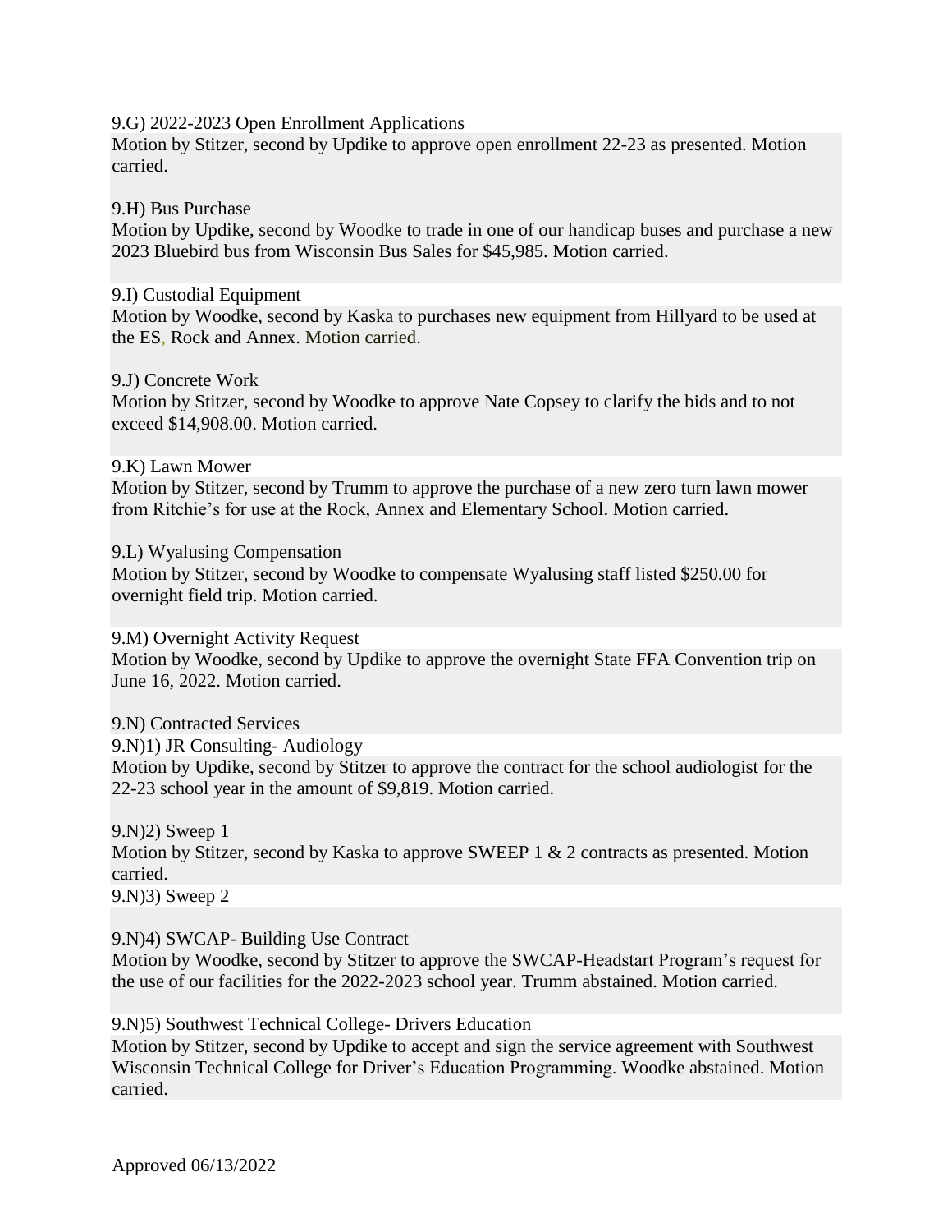9.G) 2022-2023 Open Enrollment Applications
Motion by Stitzer, second by Updike to approve open enrollment 22-23 as presented. Motion carried.

9.H) Bus Purchase
Motion by Updike, second by Woodke to trade in one of our handicap buses and purchase a new 2023 Bluebird bus from Wisconsin Bus Sales for $45,985. Motion carried.

9.I) Custodial Equipment
Motion by Woodke, second by Kaska to purchases new equipment from Hillyard to be used at the ES, Rock and Annex. Motion carried.

9.J) Concrete Work
Motion by Stitzer, second by Woodke to approve Nate Copsey to clarify the bids and to not exceed $14,908.00. Motion carried.

9.K) Lawn Mower
Motion by Stitzer, second by Trumm to approve the purchase of a new zero turn lawn mower from Ritchie's for use at the Rock, Annex and Elementary School. Motion carried.

9.L) Wyalusing Compensation
Motion by Stitzer, second by Woodke to compensate Wyalusing staff listed $250.00 for overnight field trip. Motion carried.

9.M) Overnight Activity Request
Motion by Woodke, second by Updike to approve the overnight State FFA Convention trip on June 16, 2022. Motion carried.

9.N) Contracted Services

9.N)1) JR Consulting- Audiology
Motion by Updike, second by Stitzer to approve the contract for the school audiologist for the 22-23 school year in the amount of $9,819. Motion carried.

9.N)2) Sweep 1
Motion by Stitzer, second by Kaska to approve SWEEP 1 & 2 contracts as presented. Motion carried.

9.N)3) Sweep 2

9.N)4) SWCAP- Building Use Contract
Motion by Woodke, second by Stitzer to approve the SWCAP-Headstart Program's request for the use of our facilities for the 2022-2023 school year. Trumm abstained. Motion carried.

9.N)5) Southwest Technical College- Drivers Education
Motion by Stitzer, second by Updike to accept and sign the service agreement with Southwest Wisconsin Technical College for Driver's Education Programming. Woodke abstained. Motion carried.

Approved 06/13/2022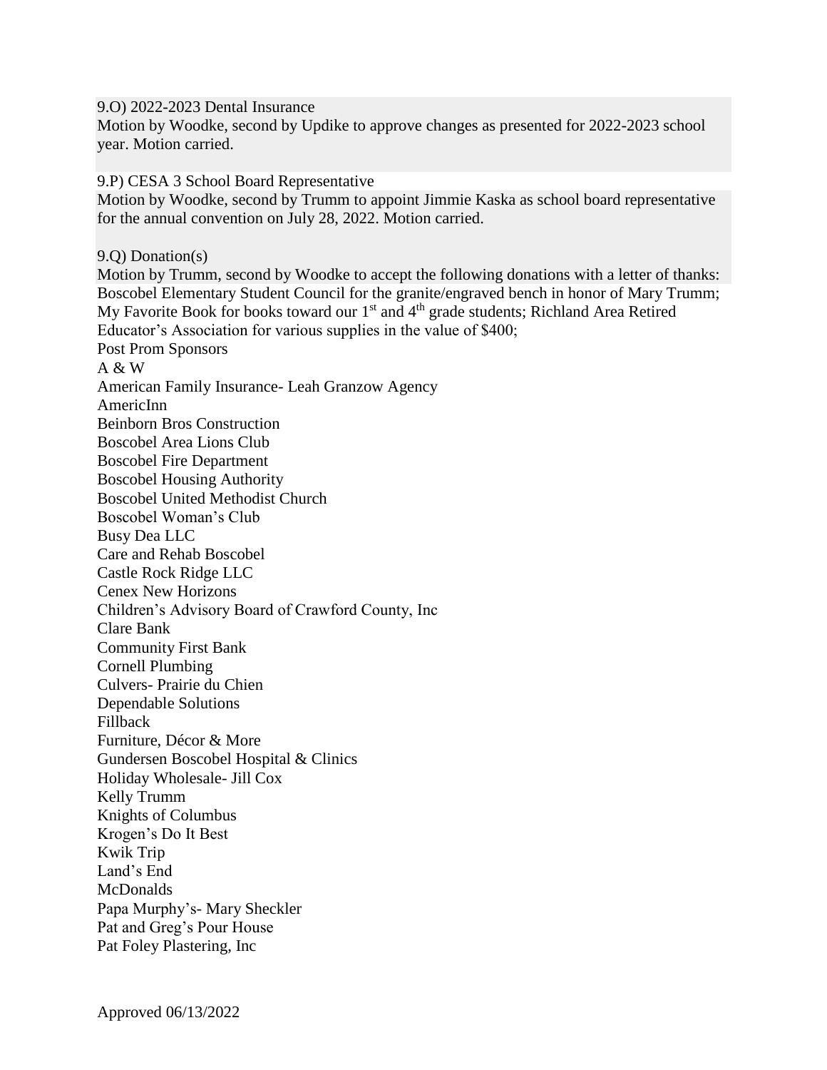9.O) 2022-2023 Dental Insurance

Motion by Woodke, second by Updike to approve changes as presented for 2022-2023 school year. Motion carried.

9.P) CESA 3 School Board Representative

Motion by Woodke, second by Trumm to appoint Jimmie Kaska as school board representative for the annual convention on July 28, 2022. Motion carried.

9.Q) Donation(s)

Motion by Trumm, second by Woodke to accept the following donations with a letter of thanks: Boscobel Elementary Student Council for the granite/engraved bench in honor of Mary Trumm; My Favorite Book for books toward our 1st and 4th grade students; Richland Area Retired Educator's Association for various supplies in the value of $400;

Post Prom Sponsors

A & W

American Family Insurance- Leah Granzow Agency

AmericInn

Beinborn Bros Construction

Boscobel Area Lions Club

Boscobel Fire Department

Boscobel Housing Authority

Boscobel United Methodist Church

Boscobel Woman's Club

Busy Dea LLC

Care and Rehab Boscobel

Castle Rock Ridge LLC

Cenex New Horizons

Children's Advisory Board of Crawford County, Inc

Clare Bank

Community First Bank

Cornell Plumbing

Culvers- Prairie du Chien

Dependable Solutions

Fillback

Furniture, Décor & More

Gundersen Boscobel Hospital & Clinics

Holiday Wholesale- Jill Cox

Kelly Trumm

Knights of Columbus

Krogen's Do It Best

Kwik Trip

Land's End

McDonalds

Papa Murphy's- Mary Sheckler

Pat and Greg's Pour House

Pat Foley Plastering, Inc

Approved 06/13/2022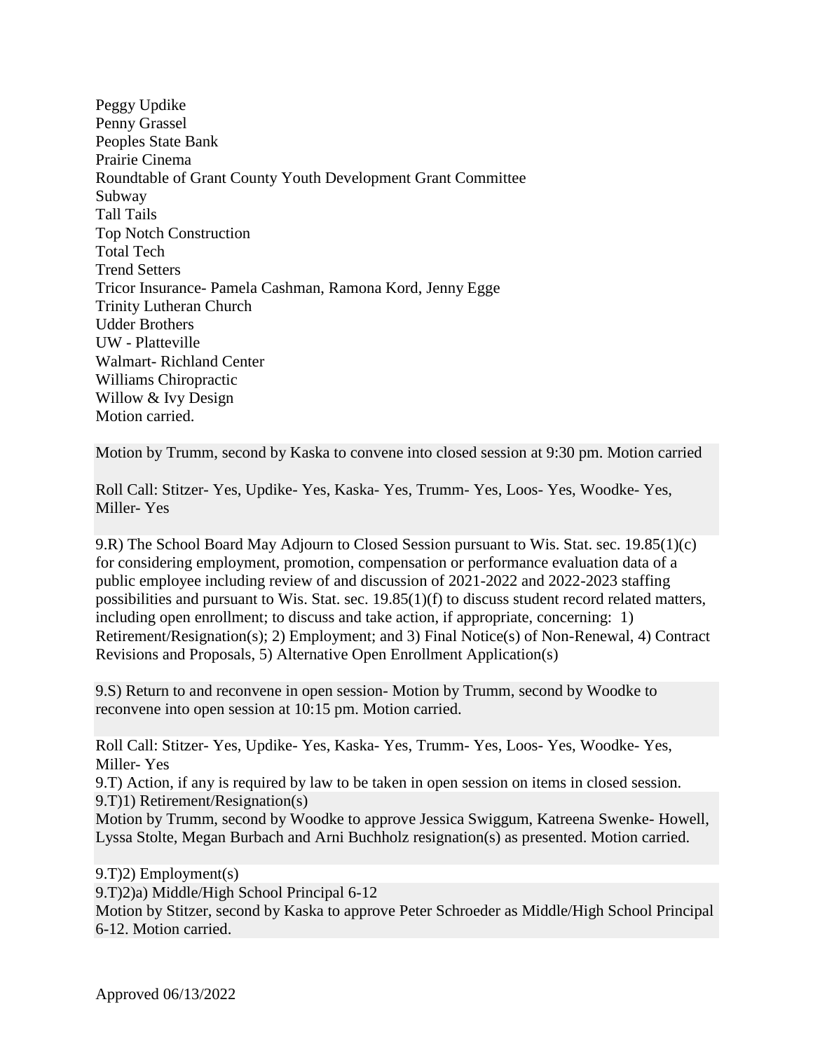Peggy Updike
Penny Grassel
Peoples State Bank
Prairie Cinema
Roundtable of Grant County Youth Development Grant Committee
Subway
Tall Tails
Top Notch Construction
Total Tech
Trend Setters
Tricor Insurance- Pamela Cashman, Ramona Kord, Jenny Egge
Trinity Lutheran Church
Udder Brothers
UW - Platteville
Walmart- Richland Center
Williams Chiropractic
Willow & Ivy Design
Motion carried.

Motion by Trumm, second by Kaska to convene into closed session at 9:30 pm. Motion carried

Roll Call: Stitzer- Yes, Updike- Yes, Kaska- Yes, Trumm- Yes, Loos- Yes, Woodke- Yes, Miller- Yes

9.R) The School Board May Adjourn to Closed Session pursuant to Wis. Stat. sec. 19.85(1)(c) for considering employment, promotion, compensation or performance evaluation data of a public employee including review of and discussion of 2021-2022 and 2022-2023 staffing possibilities and pursuant to Wis. Stat. sec. 19.85(1)(f) to discuss student record related matters, including open enrollment; to discuss and take action, if appropriate, concerning: 1) Retirement/Resignation(s); 2) Employment; and 3) Final Notice(s) of Non-Renewal, 4) Contract Revisions and Proposals, 5) Alternative Open Enrollment Application(s)

9.S) Return to and reconvene in open session- Motion by Trumm, second by Woodke to reconvene into open session at 10:15 pm. Motion carried.

Roll Call: Stitzer- Yes, Updike- Yes, Kaska- Yes, Trumm- Yes, Loos- Yes, Woodke- Yes, Miller- Yes

9.T) Action, if any is required by law to be taken in open session on items in closed session.

9.T)1) Retirement/Resignation(s)

Motion by Trumm, second by Woodke to approve Jessica Swiggum, Katreena Swenke- Howell, Lyssa Stolte, Megan Burbach and Arni Buchholz resignation(s) as presented. Motion carried.

9.T)2) Employment(s)

9.T)2)a) Middle/High School Principal 6-12

Motion by Stitzer, second by Kaska to approve Peter Schroeder as Middle/High School Principal 6-12. Motion carried.

Approved 06/13/2022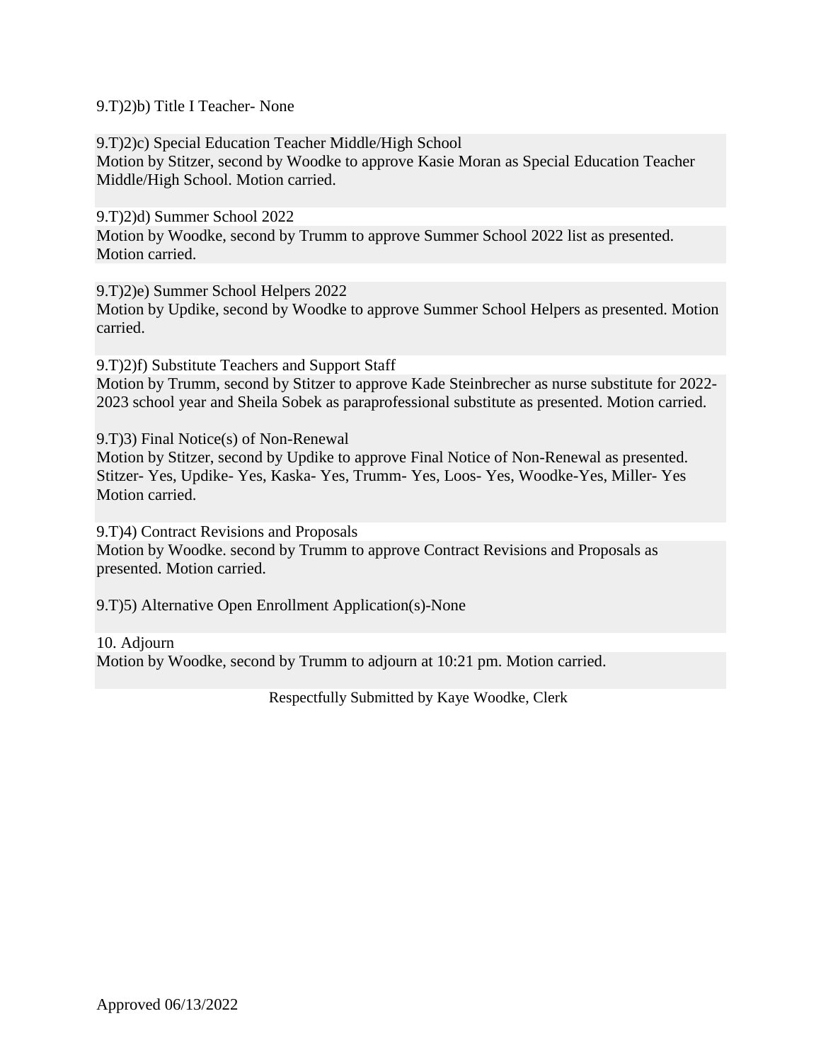9.T)2)b) Title I Teacher- None

9.T)2)c) Special Education Teacher Middle/High School
Motion by Stitzer, second by Woodke to approve Kasie Moran as Special Education Teacher Middle/High School. Motion carried.

9.T)2)d) Summer School 2022
Motion by Woodke, second by Trumm to approve Summer School 2022 list as presented. Motion carried.

9.T)2)e) Summer School Helpers 2022
Motion by Updike, second by Woodke to approve Summer School Helpers as presented. Motion carried.

9.T)2)f) Substitute Teachers and Support Staff
Motion by Trumm, second by Stitzer to approve Kade Steinbrecher as nurse substitute for 2022-2023 school year and Sheila Sobek as paraprofessional substitute as presented. Motion carried.

9.T)3) Final Notice(s) of Non-Renewal
Motion by Stitzer, second by Updike to approve Final Notice of Non-Renewal as presented. Stitzer- Yes, Updike- Yes, Kaska- Yes, Trumm- Yes, Loos- Yes, Woodke-Yes, Miller- Yes Motion carried.

9.T)4) Contract Revisions and Proposals
Motion by Woodke. second by Trumm to approve Contract Revisions and Proposals as presented. Motion carried.

9.T)5) Alternative Open Enrollment Application(s)-None

10. Adjourn
Motion by Woodke, second by Trumm to adjourn at 10:21 pm. Motion carried.

Respectfully Submitted by Kaye Woodke, Clerk

Approved 06/13/2022